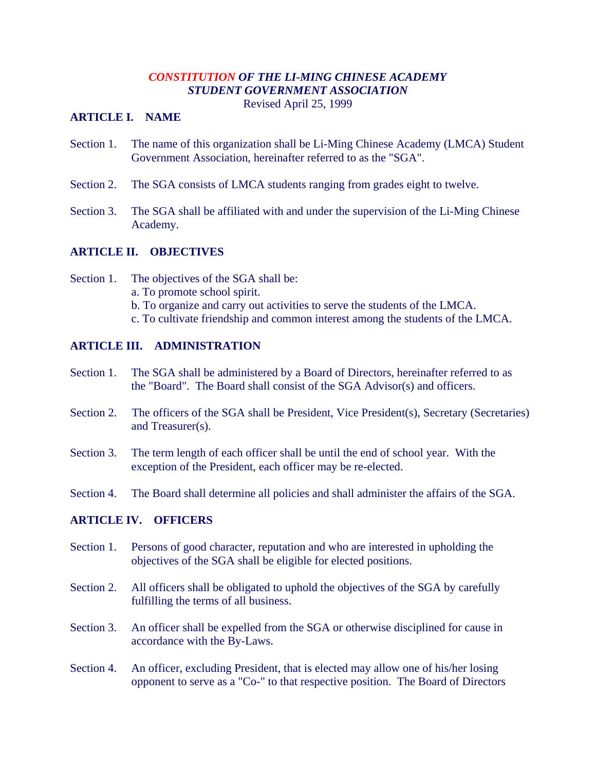# ***CONSTITUTION OF THE LI-MING CHINESE ACADEMY STUDENT GOVERNMENT ASSOCIATION***

Revised April 25, 1999

## ARTICLE I. NAME

Section 1. The name of this organization shall be Li-Ming Chinese Academy (LMCA) Student Government Association, hereinafter referred to as the "SGA".

Section 2. The SGA consists of LMCA students ranging from grades eight to twelve.

Section 3. The SGA shall be affiliated with and under the supervision of the Li-Ming Chinese Academy.

## ARTICLE II. OBJECTIVES

Section 1. The objectives of the SGA shall be:
a. To promote school spirit.
b. To organize and carry out activities to serve the students of the LMCA.
c. To cultivate friendship and common interest among the students of the LMCA.

## ARTICLE III. ADMINISTRATION

Section 1. The SGA shall be administered by a Board of Directors, hereinafter referred to as the "Board". The Board shall consist of the SGA Advisor(s) and officers.

Section 2. The officers of the SGA shall be President, Vice President(s), Secretary (Secretaries) and Treasurer(s).

Section 3. The term length of each officer shall be until the end of school year. With the exception of the President, each officer may be re-elected.

Section 4. The Board shall determine all policies and shall administer the affairs of the SGA.

## ARTICLE IV. OFFICERS

Section 1. Persons of good character, reputation and who are interested in upholding the objectives of the SGA shall be eligible for elected positions.

Section 2. All officers shall be obligated to uphold the objectives of the SGA by carefully fulfilling the terms of all business.

Section 3. An officer shall be expelled from the SGA or otherwise disciplined for cause in accordance with the By-Laws.

Section 4. An officer, excluding President, that is elected may allow one of his/her losing opponent to serve as a "Co-" to that respective position. The Board of Directors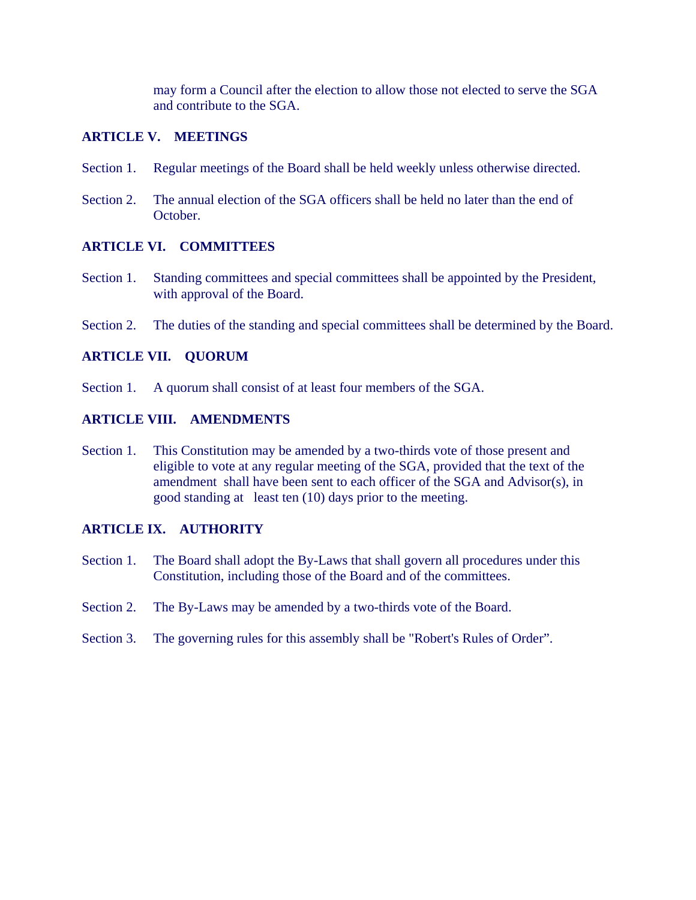may form a Council after the election to allow those not elected to serve the SGA and contribute to the SGA.

## ARTICLE V. MEETINGS

Section 1. Regular meetings of the Board shall be held weekly unless otherwise directed.

Section 2. The annual election of the SGA officers shall be held no later than the end of October.

## ARTICLE VI. COMMITTEES

Section 1. Standing committees and special committees shall be appointed by the President, with approval of the Board.

Section 2. The duties of the standing and special committees shall be determined by the Board.

## ARTICLE VII. QUORUM

Section 1. A quorum shall consist of at least four members of the SGA.

## ARTICLE VIII. AMENDMENTS

Section 1. This Constitution may be amended by a two-thirds vote of those present and eligible to vote at any regular meeting of the SGA, provided that the text of the amendment shall have been sent to each officer of the SGA and Advisor(s), in good standing at least ten (10) days prior to the meeting.

## ARTICLE IX. AUTHORITY

Section 1. The Board shall adopt the By-Laws that shall govern all procedures under this Constitution, including those of the Board and of the committees.

Section 2. The By-Laws may be amended by a two-thirds vote of the Board.

Section 3. The governing rules for this assembly shall be "Robert's Rules of Order".